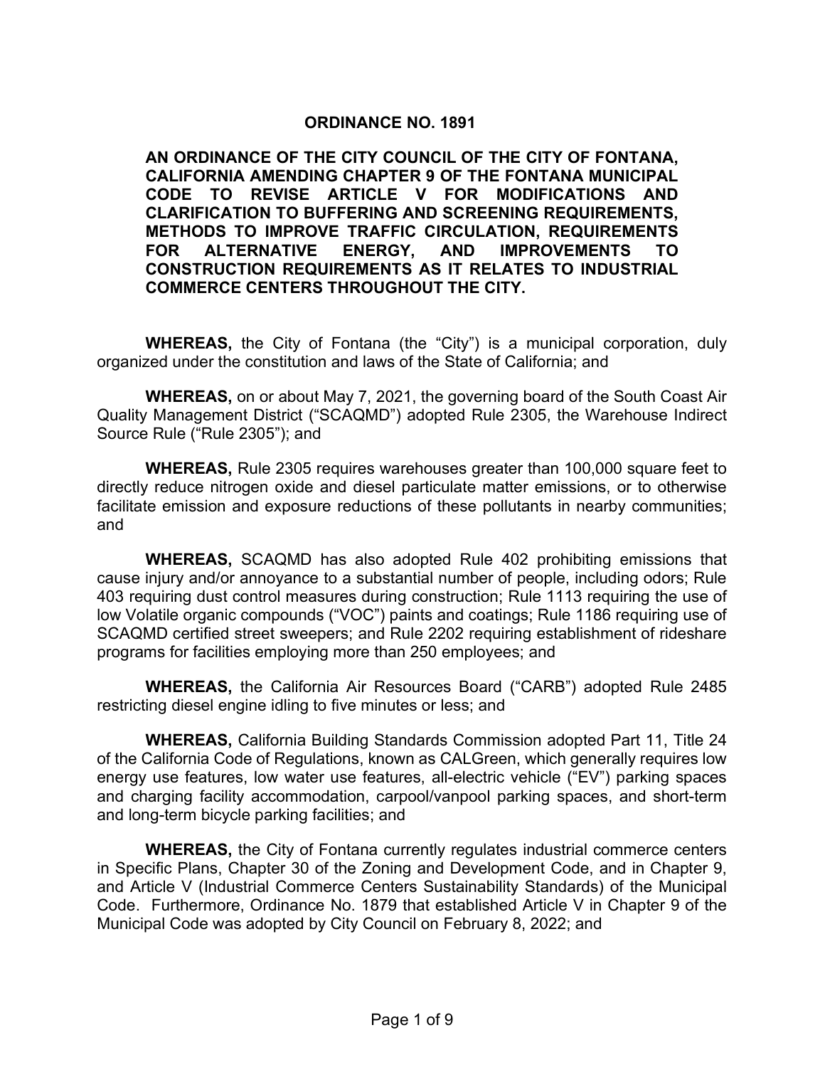# ORDINANCE NO. 1891

**AN ORDINANCE OF THE CITY COUNCIL OF THE CITY OF FONTANA, CALIFORNIA AMENDING CHAPTER 9 OF THE FONTANA MUNICIPAL CODE TO REVISE ARTICLE V FOR MODIFICATIONS AND CLARIFICATION TO BUFFERING AND SCREENING REQUIREMENTS, METHODS TO IMPROVE TRAFFIC CIRCULATION, REQUIREMENTS FOR ALTERNATIVE ENERGY, AND IMPROVEMENTS TO CONSTRUCTION REQUIREMENTS AS IT RELATES TO INDUSTRIAL COMMERCE CENTERS THROUGHOUT THE CITY.**

**WHEREAS,** the City of Fontana (the "City") is a municipal corporation, duly organized under the constitution and laws of the State of California; and

**WHEREAS,** on or about May 7, 2021, the governing board of the South Coast Air Quality Management District ("SCAQMD") adopted Rule 2305, the Warehouse Indirect Source Rule ("Rule 2305"); and

**WHEREAS,** Rule 2305 requires warehouses greater than 100,000 square feet to directly reduce nitrogen oxide and diesel particulate matter emissions, or to otherwise facilitate emission and exposure reductions of these pollutants in nearby communities; and

**WHEREAS,** SCAQMD has also adopted Rule 402 prohibiting emissions that cause injury and/or annoyance to a substantial number of people, including odors; Rule 403 requiring dust control measures during construction; Rule 1113 requiring the use of low Volatile organic compounds ("VOC") paints and coatings; Rule 1186 requiring use of SCAQMD certified street sweepers; and Rule 2202 requiring establishment of rideshare programs for facilities employing more than 250 employees; and

**WHEREAS,** the California Air Resources Board ("CARB") adopted Rule 2485 restricting diesel engine idling to five minutes or less; and

**WHEREAS,** California Building Standards Commission adopted Part 11, Title 24 of the California Code of Regulations, known as CALGreen, which generally requires low energy use features, low water use features, all-electric vehicle ("EV") parking spaces and charging facility accommodation, carpool/vanpool parking spaces, and short-term and long-term bicycle parking facilities; and

**WHEREAS,** the City of Fontana currently regulates industrial commerce centers in Specific Plans, Chapter 30 of the Zoning and Development Code, and in Chapter 9, and Article V (Industrial Commerce Centers Sustainability Standards) of the Municipal Code. Furthermore, Ordinance No. 1879 that established Article V in Chapter 9 of the Municipal Code was adopted by City Council on February 8, 2022; and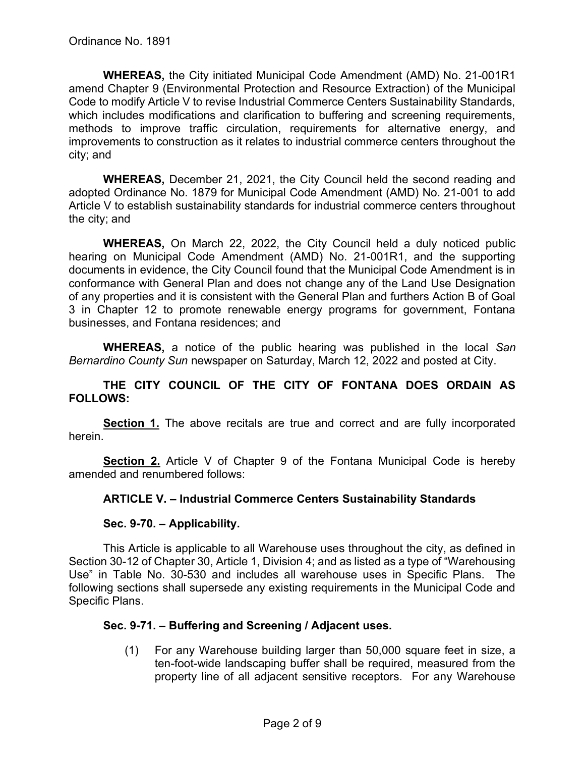Ordinance No. 1891

**WHEREAS,** the City initiated Municipal Code Amendment (AMD) No. 21-001R1 amend Chapter 9 (Environmental Protection and Resource Extraction) of the Municipal Code to modify Article V to revise Industrial Commerce Centers Sustainability Standards, which includes modifications and clarification to buffering and screening requirements, methods to improve traffic circulation, requirements for alternative energy, and improvements to construction as it relates to industrial commerce centers throughout the city; and

**WHEREAS,** December 21, 2021, the City Council held the second reading and adopted Ordinance No. 1879 for Municipal Code Amendment (AMD) No. 21-001 to add Article V to establish sustainability standards for industrial commerce centers throughout the city; and

**WHEREAS,** On March 22, 2022, the City Council held a duly noticed public hearing on Municipal Code Amendment (AMD) No. 21-001R1, and the supporting documents in evidence, the City Council found that the Municipal Code Amendment is in conformance with General Plan and does not change any of the Land Use Designation of any properties and it is consistent with the General Plan and furthers Action B of Goal 3 in Chapter 12 to promote renewable energy programs for government, Fontana businesses, and Fontana residences; and

**WHEREAS,** a notice of the public hearing was published in the local *San Bernardino County Sun* newspaper on Saturday, March 12, 2022 and posted at City.

**THE CITY COUNCIL OF THE CITY OF FONTANA DOES ORDAIN AS FOLLOWS:**

**Section 1.** The above recitals are true and correct and are fully incorporated herein.

**Section 2.** Article V of Chapter 9 of the Fontana Municipal Code is hereby amended and renumbered follows:

**ARTICLE V. – Industrial Commerce Centers Sustainability Standards**

**Sec. 9-70. – Applicability.**

This Article is applicable to all Warehouse uses throughout the city, as defined in Section 30-12 of Chapter 30, Article 1, Division 4; and as listed as a type of "Warehousing Use" in Table No. 30-530 and includes all warehouse uses in Specific Plans. The following sections shall supersede any existing requirements in the Municipal Code and Specific Plans.

**Sec. 9-71. – Buffering and Screening / Adjacent uses.**

(1) For any Warehouse building larger than 50,000 square feet in size, a ten-foot-wide landscaping buffer shall be required, measured from the property line of all adjacent sensitive receptors. For any Warehouse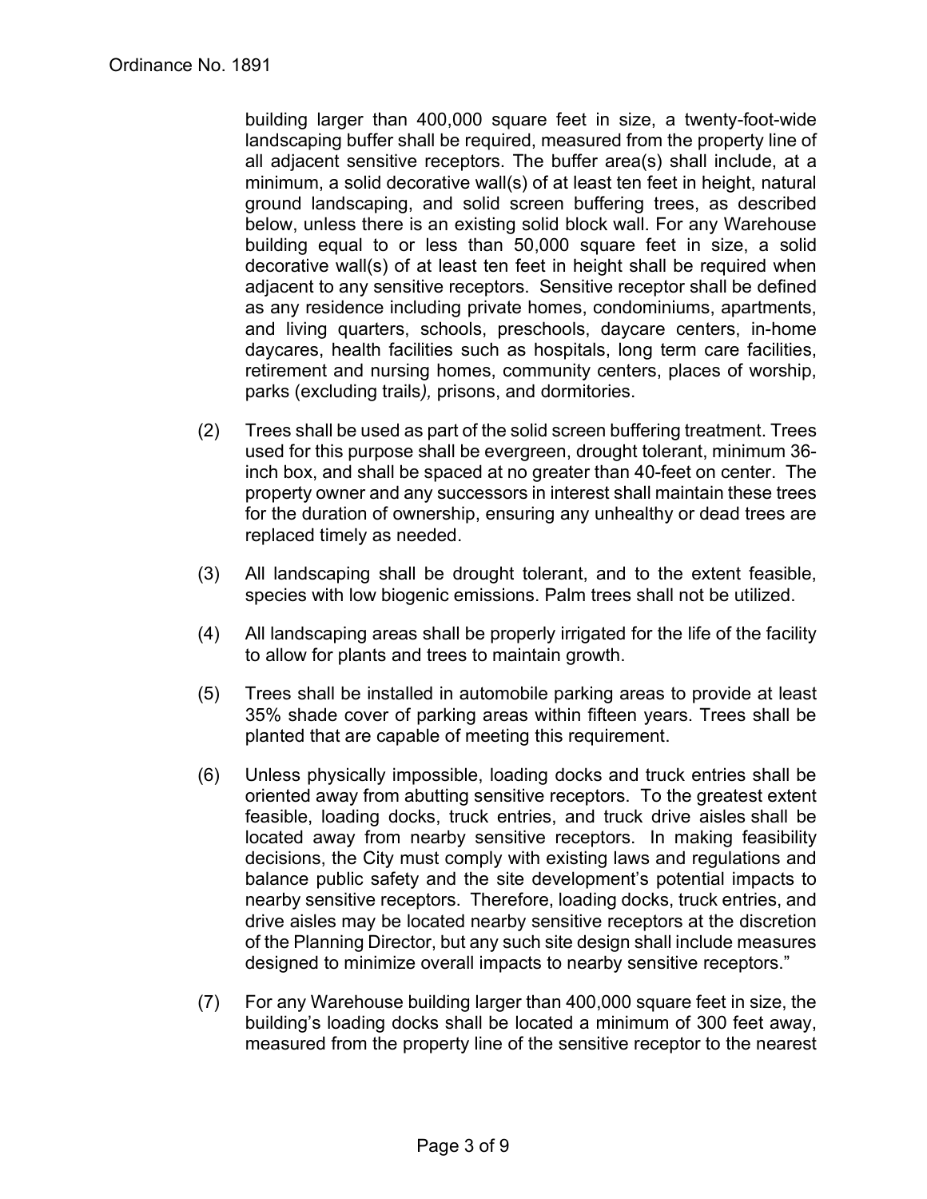building larger than 400,000 square feet in size, a twenty-foot-wide landscaping buffer shall be required, measured from the property line of all adjacent sensitive receptors. The buffer area(s) shall include, at a minimum, a solid decorative wall(s) of at least ten feet in height, natural ground landscaping, and solid screen buffering trees, as described below, unless there is an existing solid block wall. For any Warehouse building equal to or less than 50,000 square feet in size, a solid decorative wall(s) of at least ten feet in height shall be required when adjacent to any sensitive receptors. Sensitive receptor shall be defined as any residence including private homes, condominiums, apartments, and living quarters, schools, preschools, daycare centers, in-home daycares, health facilities such as hospitals, long term care facilities, retirement and nursing homes, community centers, places of worship, parks (excluding trails*),* prisons, and dormitories.

(2) Trees shall be used as part of the solid screen buffering treatment. Trees used for this purpose shall be evergreen, drought tolerant, minimum 36-inch box, and shall be spaced at no greater than 40-feet on center. The property owner and any successors in interest shall maintain these trees for the duration of ownership, ensuring any unhealthy or dead trees are replaced timely as needed.

(3) All landscaping shall be drought tolerant, and to the extent feasible, species with low biogenic emissions. Palm trees shall not be utilized.

(4) All landscaping areas shall be properly irrigated for the life of the facility to allow for plants and trees to maintain growth.

(5) Trees shall be installed in automobile parking areas to provide at least 35% shade cover of parking areas within fifteen years. Trees shall be planted that are capable of meeting this requirement.

(6) Unless physically impossible, loading docks and truck entries shall be oriented away from abutting sensitive receptors. To the greatest extent feasible, loading docks, truck entries, and truck drive aisles shall be located away from nearby sensitive receptors. In making feasibility decisions, the City must comply with existing laws and regulations and balance public safety and the site development's potential impacts to nearby sensitive receptors. Therefore, loading docks, truck entries, and drive aisles may be located nearby sensitive receptors at the discretion of the Planning Director, but any such site design shall include measures designed to minimize overall impacts to nearby sensitive receptors."

(7) For any Warehouse building larger than 400,000 square feet in size, the building's loading docks shall be located a minimum of 300 feet away, measured from the property line of the sensitive receptor to the nearest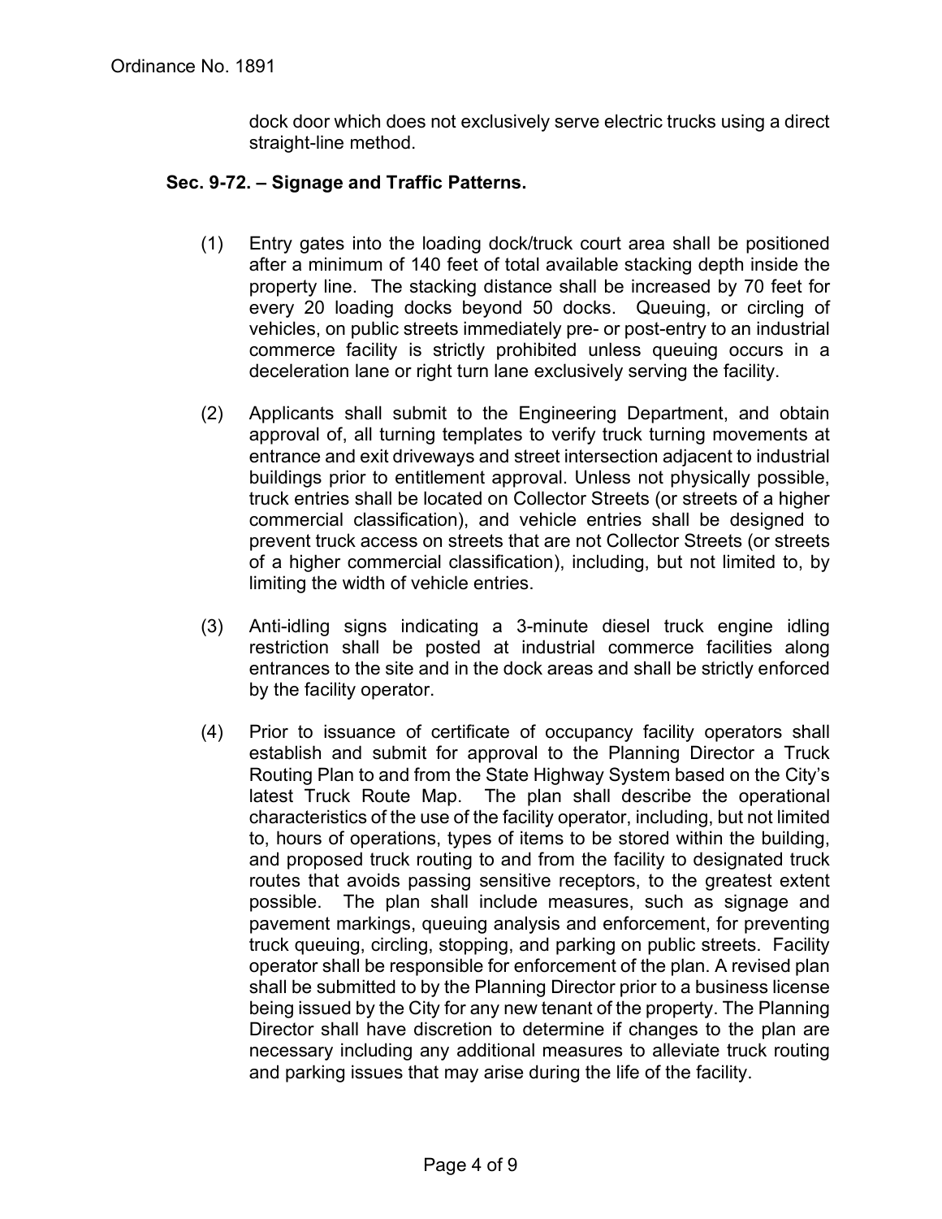dock door which does not exclusively serve electric trucks using a direct straight-line method.

### Sec. 9-72. – Signage and Traffic Patterns.

(1) Entry gates into the loading dock/truck court area shall be positioned after a minimum of 140 feet of total available stacking depth inside the property line. The stacking distance shall be increased by 70 feet for every 20 loading docks beyond 50 docks. Queuing, or circling of vehicles, on public streets immediately pre- or post-entry to an industrial commerce facility is strictly prohibited unless queuing occurs in a deceleration lane or right turn lane exclusively serving the facility.

(2) Applicants shall submit to the Engineering Department, and obtain approval of, all turning templates to verify truck turning movements at entrance and exit driveways and street intersection adjacent to industrial buildings prior to entitlement approval. Unless not physically possible, truck entries shall be located on Collector Streets (or streets of a higher commercial classification), and vehicle entries shall be designed to prevent truck access on streets that are not Collector Streets (or streets of a higher commercial classification), including, but not limited to, by limiting the width of vehicle entries.

(3) Anti-idling signs indicating a 3-minute diesel truck engine idling restriction shall be posted at industrial commerce facilities along entrances to the site and in the dock areas and shall be strictly enforced by the facility operator.

(4) Prior to issuance of certificate of occupancy facility operators shall establish and submit for approval to the Planning Director a Truck Routing Plan to and from the State Highway System based on the City's latest Truck Route Map. The plan shall describe the operational characteristics of the use of the facility operator, including, but not limited to, hours of operations, types of items to be stored within the building, and proposed truck routing to and from the facility to designated truck routes that avoids passing sensitive receptors, to the greatest extent possible. The plan shall include measures, such as signage and pavement markings, queuing analysis and enforcement, for preventing truck queuing, circling, stopping, and parking on public streets. Facility operator shall be responsible for enforcement of the plan. A revised plan shall be submitted to by the Planning Director prior to a business license being issued by the City for any new tenant of the property. The Planning Director shall have discretion to determine if changes to the plan are necessary including any additional measures to alleviate truck routing and parking issues that may arise during the life of the facility.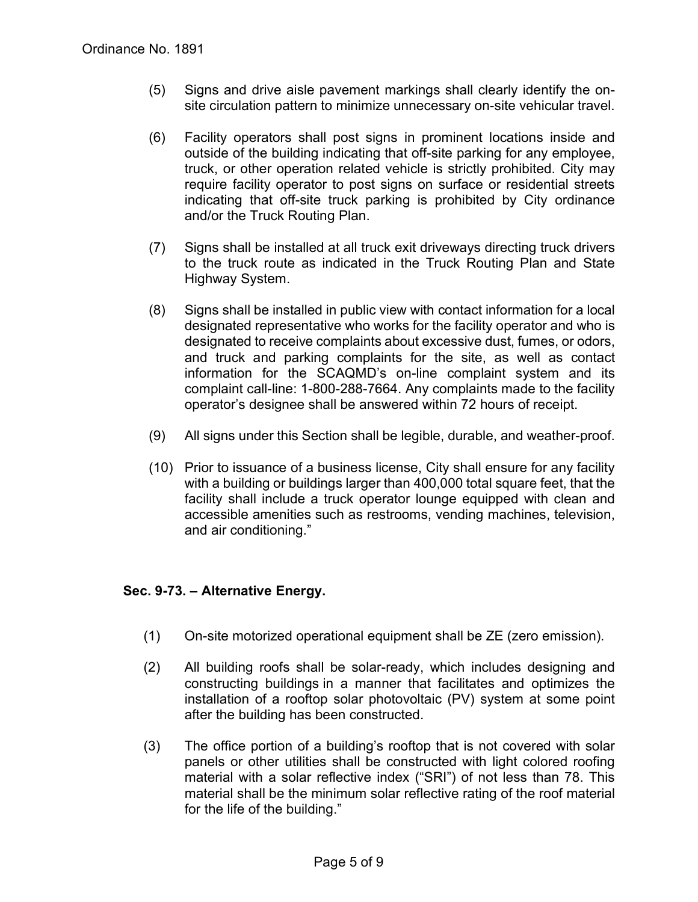(5) Signs and drive aisle pavement markings shall clearly identify the on-site circulation pattern to minimize unnecessary on-site vehicular travel.

(6) Facility operators shall post signs in prominent locations inside and outside of the building indicating that off-site parking for any employee, truck, or other operation related vehicle is strictly prohibited. City may require facility operator to post signs on surface or residential streets indicating that off-site truck parking is prohibited by City ordinance and/or the Truck Routing Plan.

(7) Signs shall be installed at all truck exit driveways directing truck drivers to the truck route as indicated in the Truck Routing Plan and State Highway System.

(8) Signs shall be installed in public view with contact information for a local designated representative who works for the facility operator and who is designated to receive complaints about excessive dust, fumes, or odors, and truck and parking complaints for the site, as well as contact information for the SCAQMD's on-line complaint system and its complaint call-line: 1-800-288-7664. Any complaints made to the facility operator's designee shall be answered within 72 hours of receipt.

(9) All signs under this Section shall be legible, durable, and weather-proof.

(10) Prior to issuance of a business license, City shall ensure for any facility with a building or buildings larger than 400,000 total square feet, that the facility shall include a truck operator lounge equipped with clean and accessible amenities such as restrooms, vending machines, television, and air conditioning."

**Sec. 9-73. – Alternative Energy.**

(1) On-site motorized operational equipment shall be ZE (zero emission).

(2) All building roofs shall be solar-ready, which includes designing and constructing buildings in a manner that facilitates and optimizes the installation of a rooftop solar photovoltaic (PV) system at some point after the building has been constructed.

(3) The office portion of a building's rooftop that is not covered with solar panels or other utilities shall be constructed with light colored roofing material with a solar reflective index ("SRI") of not less than 78. This material shall be the minimum solar reflective rating of the roof material for the life of the building."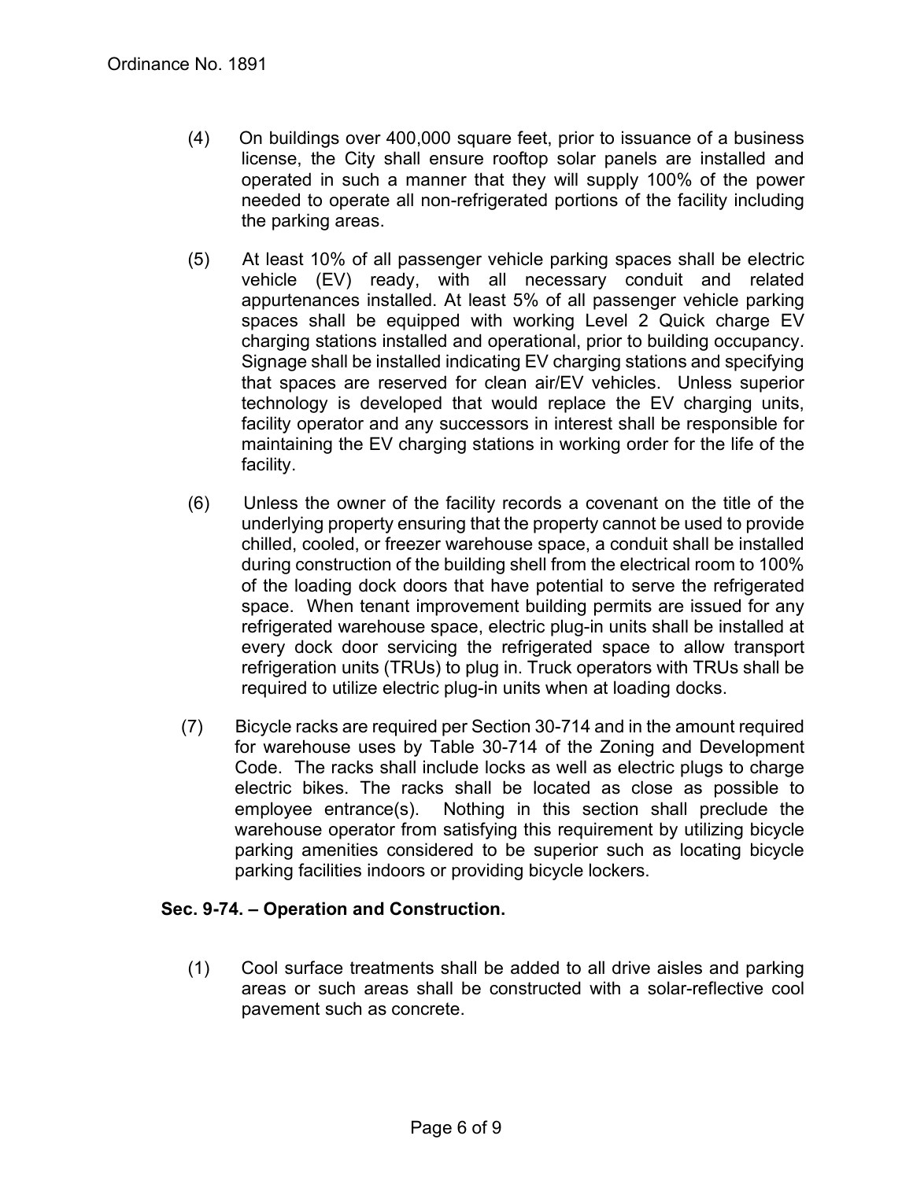(4) On buildings over 400,000 square feet, prior to issuance of a business license, the City shall ensure rooftop solar panels are installed and operated in such a manner that they will supply 100% of the power needed to operate all non-refrigerated portions of the facility including the parking areas.

(5) At least 10% of all passenger vehicle parking spaces shall be electric vehicle (EV) ready, with all necessary conduit and related appurtenances installed. At least 5% of all passenger vehicle parking spaces shall be equipped with working Level 2 Quick charge EV charging stations installed and operational, prior to building occupancy. Signage shall be installed indicating EV charging stations and specifying that spaces are reserved for clean air/EV vehicles. Unless superior technology is developed that would replace the EV charging units, facility operator and any successors in interest shall be responsible for maintaining the EV charging stations in working order for the life of the facility.

(6) Unless the owner of the facility records a covenant on the title of the underlying property ensuring that the property cannot be used to provide chilled, cooled, or freezer warehouse space, a conduit shall be installed during construction of the building shell from the electrical room to 100% of the loading dock doors that have potential to serve the refrigerated space. When tenant improvement building permits are issued for any refrigerated warehouse space, electric plug-in units shall be installed at every dock door servicing the refrigerated space to allow transport refrigeration units (TRUs) to plug in. Truck operators with TRUs shall be required to utilize electric plug-in units when at loading docks.

(7) Bicycle racks are required per Section 30-714 and in the amount required for warehouse uses by Table 30-714 of the Zoning and Development Code. The racks shall include locks as well as electric plugs to charge electric bikes. The racks shall be located as close as possible to employee entrance(s). Nothing in this section shall preclude the warehouse operator from satisfying this requirement by utilizing bicycle parking amenities considered to be superior such as locating bicycle parking facilities indoors or providing bicycle lockers.

**Sec. 9-74. – Operation and Construction.**

(1) Cool surface treatments shall be added to all drive aisles and parking areas or such areas shall be constructed with a solar-reflective cool pavement such as concrete.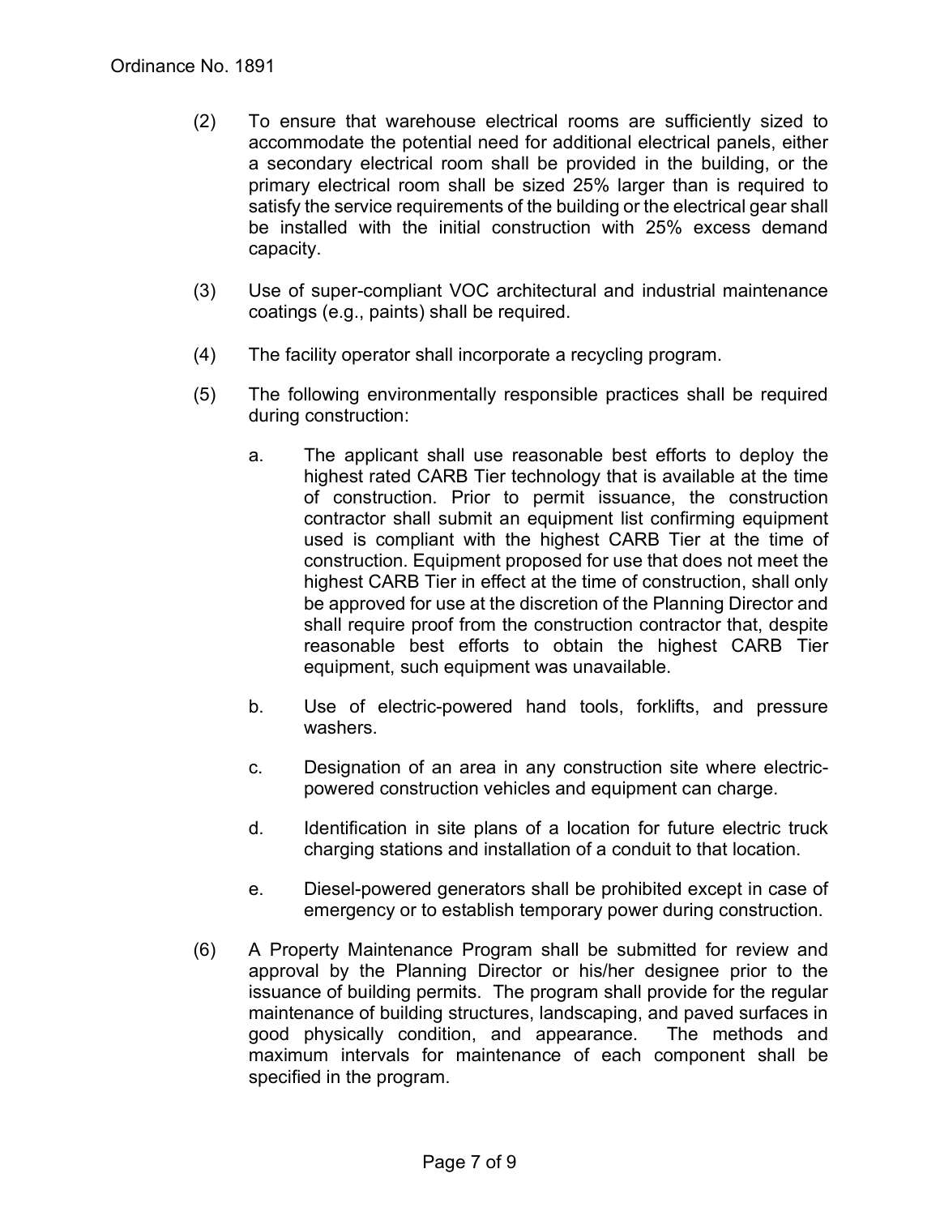(2) To ensure that warehouse electrical rooms are sufficiently sized to accommodate the potential need for additional electrical panels, either a secondary electrical room shall be provided in the building, or the primary electrical room shall be sized 25% larger than is required to satisfy the service requirements of the building or the electrical gear shall be installed with the initial construction with 25% excess demand capacity.

(3) Use of super-compliant VOC architectural and industrial maintenance coatings (e.g., paints) shall be required.

(4) The facility operator shall incorporate a recycling program.

(5) The following environmentally responsible practices shall be required during construction:

   a. The applicant shall use reasonable best efforts to deploy the highest rated CARB Tier technology that is available at the time of construction. Prior to permit issuance, the construction contractor shall submit an equipment list confirming equipment used is compliant with the highest CARB Tier at the time of construction. Equipment proposed for use that does not meet the highest CARB Tier in effect at the time of construction, shall only be approved for use at the discretion of the Planning Director and shall require proof from the construction contractor that, despite reasonable best efforts to obtain the highest CARB Tier equipment, such equipment was unavailable.

   b. Use of electric-powered hand tools, forklifts, and pressure washers.

   c. Designation of an area in any construction site where electric-powered construction vehicles and equipment can charge.

   d. Identification in site plans of a location for future electric truck charging stations and installation of a conduit to that location.

   e. Diesel-powered generators shall be prohibited except in case of emergency or to establish temporary power during construction.

(6) A Property Maintenance Program shall be submitted for review and approval by the Planning Director or his/her designee prior to the issuance of building permits. The program shall provide for the regular maintenance of building structures, landscaping, and paved surfaces in good physically condition, and appearance. The methods and maximum intervals for maintenance of each component shall be specified in the program.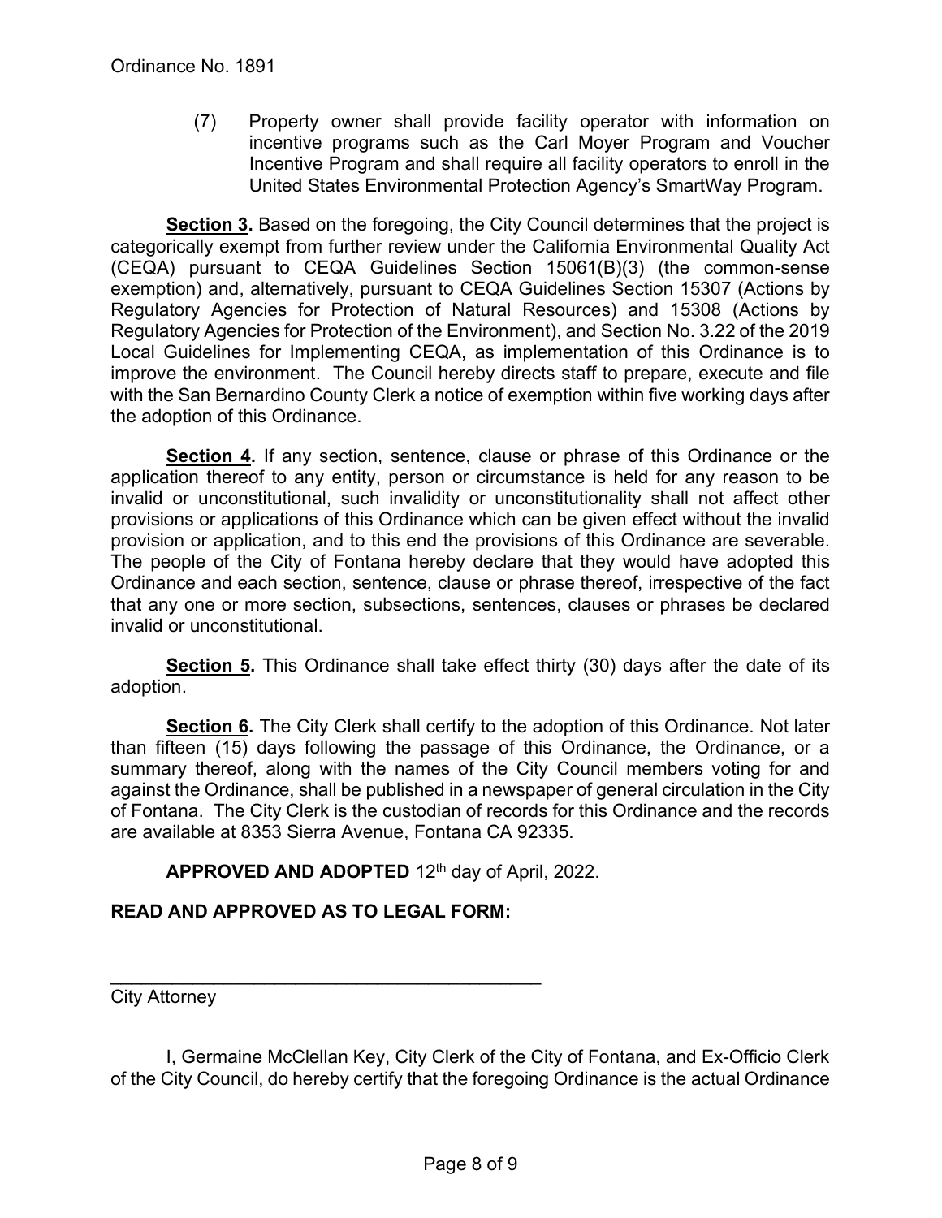(7) Property owner shall provide facility operator with information on incentive programs such as the Carl Moyer Program and Voucher Incentive Program and shall require all facility operators to enroll in the United States Environmental Protection Agency's SmartWay Program.

**Section 3.** Based on the foregoing, the City Council determines that the project is categorically exempt from further review under the California Environmental Quality Act (CEQA) pursuant to CEQA Guidelines Section 15061(B)(3) (the common-sense exemption) and, alternatively, pursuant to CEQA Guidelines Section 15307 (Actions by Regulatory Agencies for Protection of Natural Resources) and 15308 (Actions by Regulatory Agencies for Protection of the Environment), and Section No. 3.22 of the 2019 Local Guidelines for Implementing CEQA, as implementation of this Ordinance is to improve the environment. The Council hereby directs staff to prepare, execute and file with the San Bernardino County Clerk a notice of exemption within five working days after the adoption of this Ordinance.

**Section 4.** If any section, sentence, clause or phrase of this Ordinance or the application thereof to any entity, person or circumstance is held for any reason to be invalid or unconstitutional, such invalidity or unconstitutionality shall not affect other provisions or applications of this Ordinance which can be given effect without the invalid provision or application, and to this end the provisions of this Ordinance are severable. The people of the City of Fontana hereby declare that they would have adopted this Ordinance and each section, sentence, clause or phrase thereof, irrespective of the fact that any one or more section, subsections, sentences, clauses or phrases be declared invalid or unconstitutional.

**Section 5.** This Ordinance shall take effect thirty (30) days after the date of its adoption.

**Section 6.** The City Clerk shall certify to the adoption of this Ordinance. Not later than fifteen (15) days following the passage of this Ordinance, the Ordinance, or a summary thereof, along with the names of the City Council members voting for and against the Ordinance, shall be published in a newspaper of general circulation in the City of Fontana. The City Clerk is the custodian of records for this Ordinance and the records are available at 8353 Sierra Avenue, Fontana CA 92335.

**APPROVED AND ADOPTED** 12th day of April, 2022.

**READ AND APPROVED AS TO LEGAL FORM:**

\_\_\_\_\_\_\_\_\_\_\_\_\_\_\_\_\_\_\_\_\_\_\_\_\_\_\_\_\_\_\_\_\_\_\_\_\_\_\_\_\_\_

City Attorney

I, Germaine McClellan Key, City Clerk of the City of Fontana, and Ex-Officio Clerk of the City Council, do hereby certify that the foregoing Ordinance is the actual Ordinance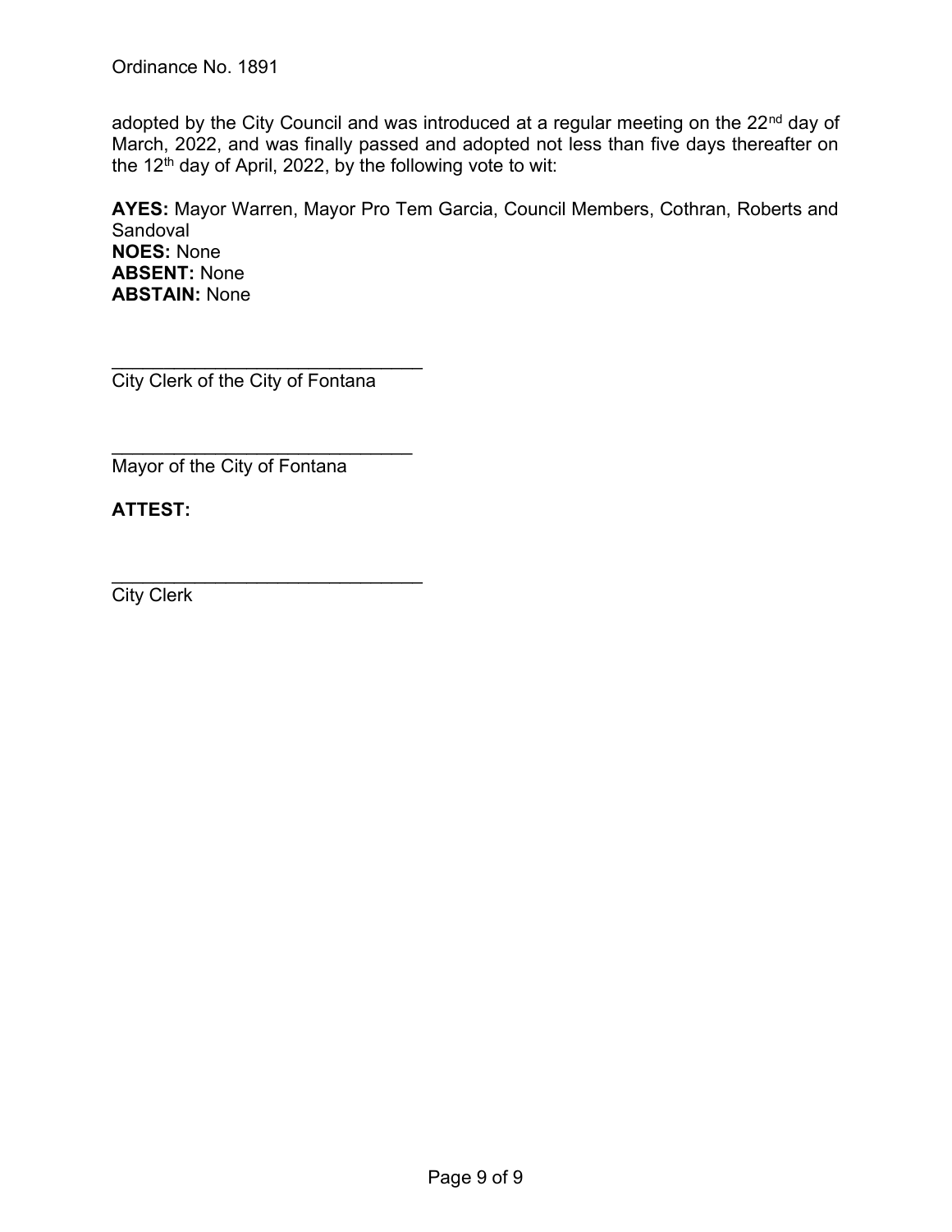adopted by the City Council and was introduced at a regular meeting on the 22nd day of March, 2022, and was finally passed and adopted not less than five days thereafter on the 12th day of April, 2022, by the following vote to wit:

**AYES:** Mayor Warren, Mayor Pro Tem Garcia, Council Members, Cothran, Roberts and Sandoval
**NOES:** None
**ABSENT:** None
**ABSTAIN:** None

_______________________________
City Clerk of the City of Fontana

______________________________
Mayor of the City of Fontana

**ATTEST:**

_______________________________
City Clerk